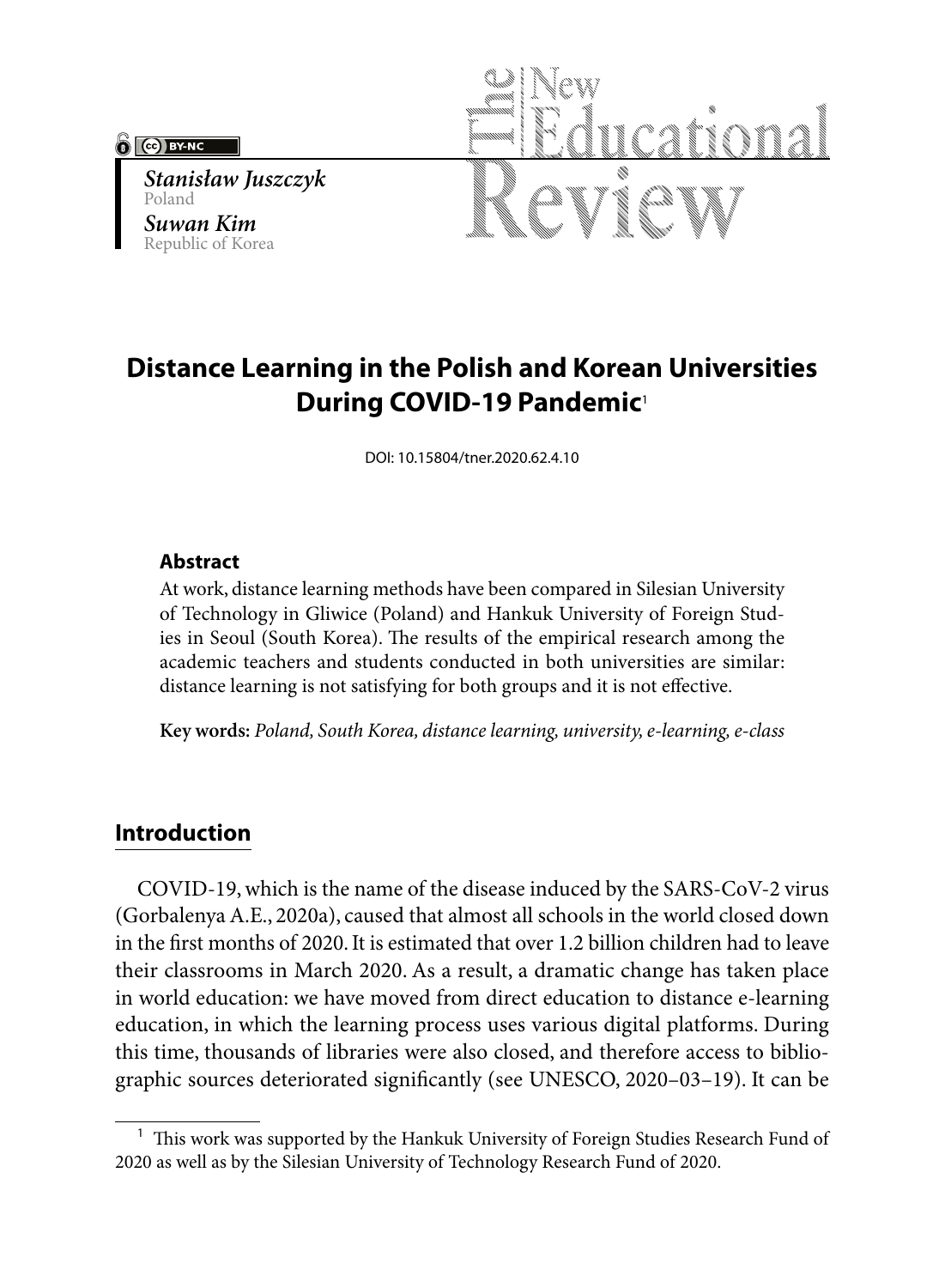Stanisław Juszczyk
Poland

Suwan Kim
Republic of Korea

# Distance Learning in the Polish and Korean Universities During COVID-19 Pandemic[1]

DOI: 10.15804/tner.2020.62.4.10

### Abstract

At work, distance learning methods have been compared in Silesian University of Technology in Gliwice (Poland) and Hankuk University of Foreign Studies in Seoul (South Korea). The results of the empirical research among the academic teachers and students conducted in both universities are similar: distance learning is not satisfying for both groups and it is not effective.

**Key words:** *Poland, South Korea, distance learning, university, e-learning, e-class*

## Introduction

COVID-19, which is the name of the disease induced by the SARS-CoV-2 virus (Gorbalenya A.E., 2020a), caused that almost all schools in the world closed down in the first months of 2020. It is estimated that over 1.2 billion children had to leave their classrooms in March 2020. As a result, a dramatic change has taken place in world education: we have moved from direct education to distance e-learning education, in which the learning process uses various digital platforms. During this time, thousands of libraries were also closed, and therefore access to bibliographic sources deteriorated significantly (see UNESCO, 2020–03–19). It can be

[1] This work was supported by the Hankuk University of Foreign Studies Research Fund of 2020 as well as by the Silesian University of Technology Research Fund of 2020.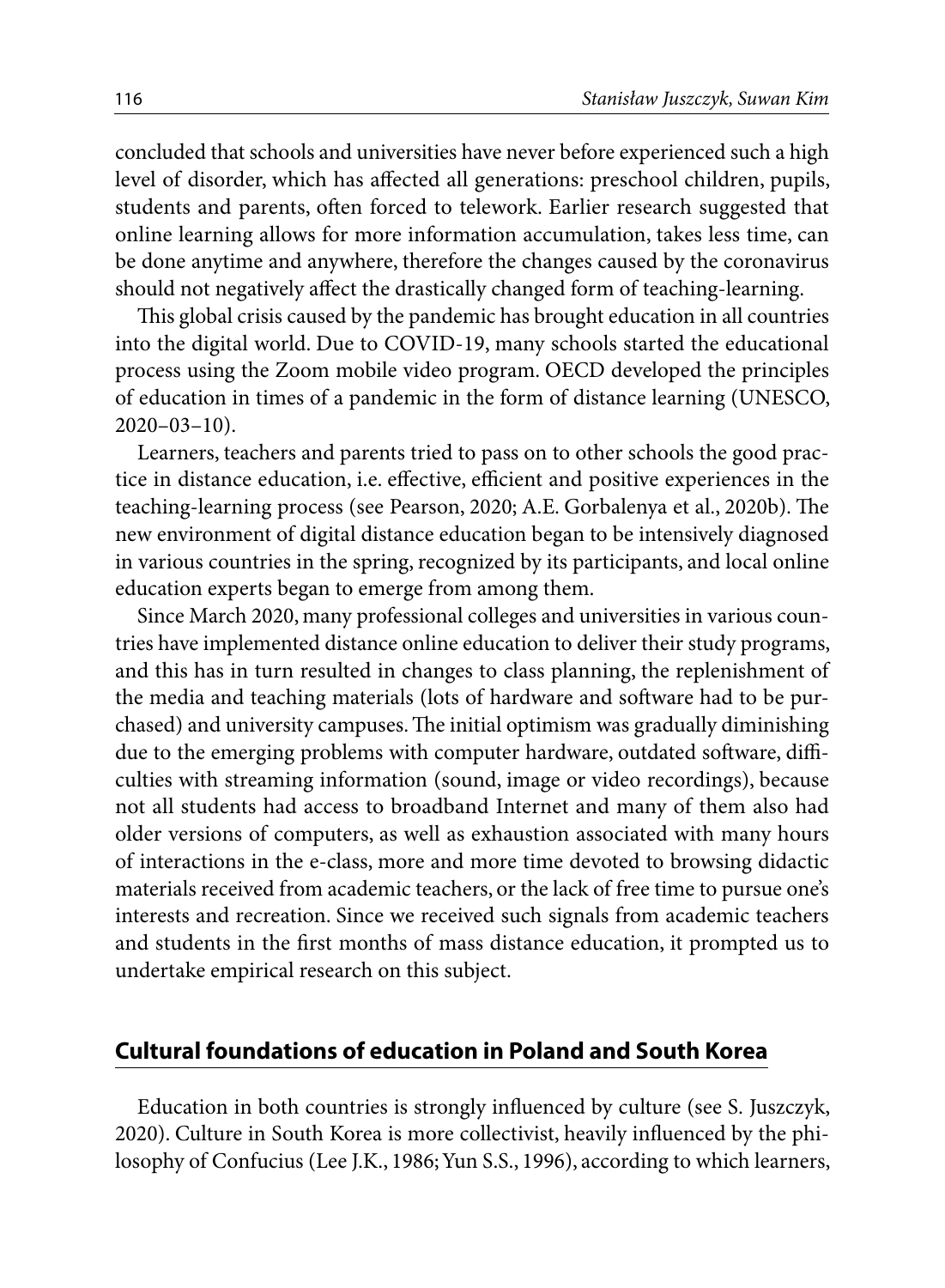concluded that schools and universities have never before experienced such a high level of disorder, which has affected all generations: preschool children, pupils, students and parents, often forced to telework. Earlier research suggested that online learning allows for more information accumulation, takes less time, can be done anytime and anywhere, therefore the changes caused by the coronavirus should not negatively affect the drastically changed form of teaching-learning.

This global crisis caused by the pandemic has brought education in all countries into the digital world. Due to COVID-19, many schools started the educational process using the Zoom mobile video program. OECD developed the principles of education in times of a pandemic in the form of distance learning (UNESCO, 2020–03–10).

Learners, teachers and parents tried to pass on to other schools the good practice in distance education, i.e. effective, efficient and positive experiences in the teaching-learning process (see Pearson, 2020; A.E. Gorbalenya et al., 2020b). The new environment of digital distance education began to be intensively diagnosed in various countries in the spring, recognized by its participants, and local online education experts began to emerge from among them.

Since March 2020, many professional colleges and universities in various countries have implemented distance online education to deliver their study programs, and this has in turn resulted in changes to class planning, the replenishment of the media and teaching materials (lots of hardware and software had to be purchased) and university campuses. The initial optimism was gradually diminishing due to the emerging problems with computer hardware, outdated software, difficulties with streaming information (sound, image or video recordings), because not all students had access to broadband Internet and many of them also had older versions of computers, as well as exhaustion associated with many hours of interactions in the e-class, more and more time devoted to browsing didactic materials received from academic teachers, or the lack of free time to pursue one's interests and recreation. Since we received such signals from academic teachers and students in the first months of mass distance education, it prompted us to undertake empirical research on this subject.

## Cultural foundations of education in Poland and South Korea

Education in both countries is strongly influenced by culture (see S. Juszczyk, 2020). Culture in South Korea is more collectivist, heavily influenced by the philosophy of Confucius (Lee J.K., 1986; Yun S.S., 1996), according to which learners,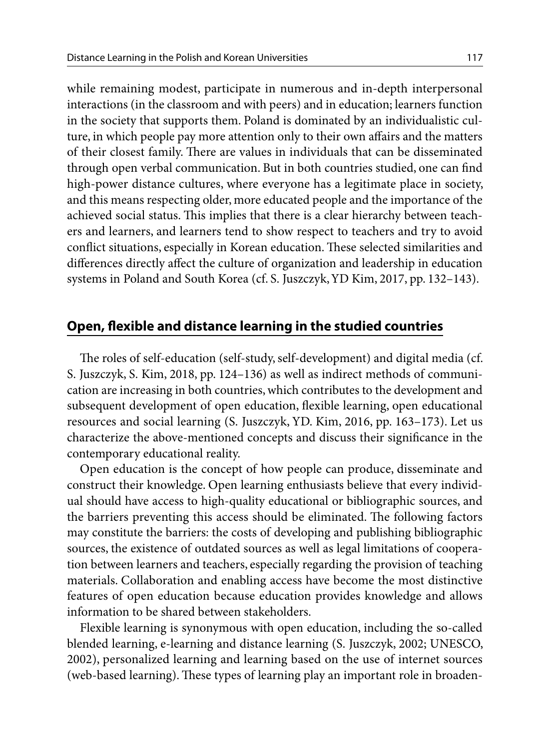while remaining modest, participate in numerous and in-depth interpersonal interactions (in the classroom and with peers) and in education; learners function in the society that supports them. Poland is dominated by an individualistic culture, in which people pay more attention only to their own affairs and the matters of their closest family. There are values in individuals that can be disseminated through open verbal communication. But in both countries studied, one can find high-power distance cultures, where everyone has a legitimate place in society, and this means respecting older, more educated people and the importance of the achieved social status. This implies that there is a clear hierarchy between teachers and learners, and learners tend to show respect to teachers and try to avoid conflict situations, especially in Korean education. These selected similarities and differences directly affect the culture of organization and leadership in education systems in Poland and South Korea (cf. S. Juszczyk, YD Kim, 2017, pp. 132–143).

## Open, flexible and distance learning in the studied countries

The roles of self-education (self-study, self-development) and digital media (cf. S. Juszczyk, S. Kim, 2018, pp. 124–136) as well as indirect methods of communication are increasing in both countries, which contributes to the development and subsequent development of open education, flexible learning, open educational resources and social learning (S. Juszczyk, YD. Kim, 2016, pp. 163–173). Let us characterize the above-mentioned concepts and discuss their significance in the contemporary educational reality.

Open education is the concept of how people can produce, disseminate and construct their knowledge. Open learning enthusiasts believe that every individual should have access to high-quality educational or bibliographic sources, and the barriers preventing this access should be eliminated. The following factors may constitute the barriers: the costs of developing and publishing bibliographic sources, the existence of outdated sources as well as legal limitations of cooperation between learners and teachers, especially regarding the provision of teaching materials. Collaboration and enabling access have become the most distinctive features of open education because education provides knowledge and allows information to be shared between stakeholders.

Flexible learning is synonymous with open education, including the so-called blended learning, e-learning and distance learning (S. Juszczyk, 2002; UNESCO, 2002), personalized learning and learning based on the use of internet sources (web-based learning). These types of learning play an important role in broaden-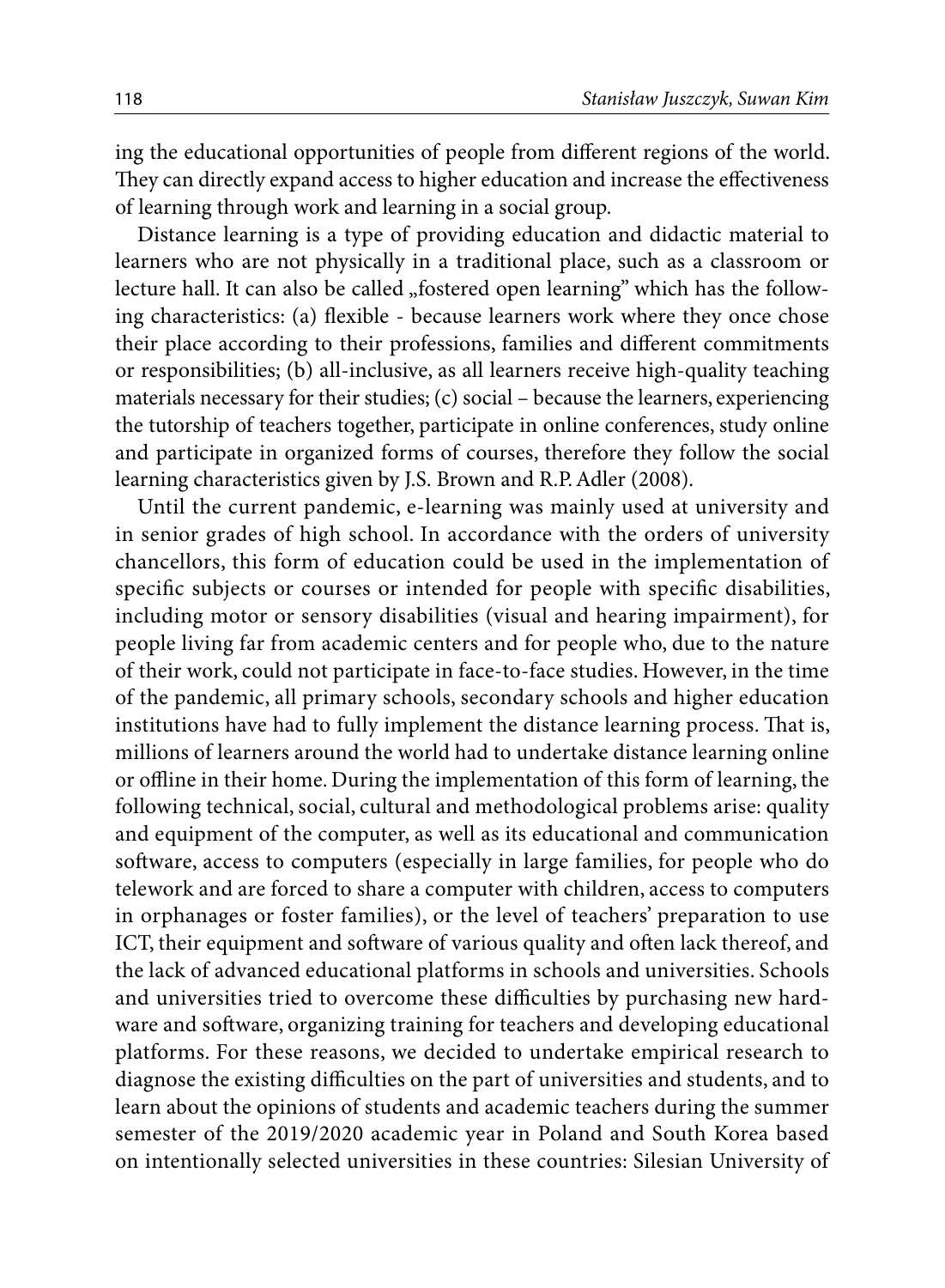ing the educational opportunities of people from different regions of the world. They can directly expand access to higher education and increase the effectiveness of learning through work and learning in a social group.

Distance learning is a type of providing education and didactic material to learners who are not physically in a traditional place, such as a classroom or lecture hall. It can also be called „fostered open learning" which has the following characteristics: (a) flexible - because learners work where they once chose their place according to their professions, families and different commitments or responsibilities; (b) all-inclusive, as all learners receive high-quality teaching materials necessary for their studies; (c) social – because the learners, experiencing the tutorship of teachers together, participate in online conferences, study online and participate in organized forms of courses, therefore they follow the social learning characteristics given by J.S. Brown and R.P. Adler (2008).

Until the current pandemic, e-learning was mainly used at university and in senior grades of high school. In accordance with the orders of university chancellors, this form of education could be used in the implementation of specific subjects or courses or intended for people with specific disabilities, including motor or sensory disabilities (visual and hearing impairment), for people living far from academic centers and for people who, due to the nature of their work, could not participate in face-to-face studies. However, in the time of the pandemic, all primary schools, secondary schools and higher education institutions have had to fully implement the distance learning process. That is, millions of learners around the world had to undertake distance learning online or offline in their home. During the implementation of this form of learning, the following technical, social, cultural and methodological problems arise: quality and equipment of the computer, as well as its educational and communication software, access to computers (especially in large families, for people who do telework and are forced to share a computer with children, access to computers in orphanages or foster families), or the level of teachers' preparation to use ICT, their equipment and software of various quality and often lack thereof, and the lack of advanced educational platforms in schools and universities. Schools and universities tried to overcome these difficulties by purchasing new hardware and software, organizing training for teachers and developing educational platforms. For these reasons, we decided to undertake empirical research to diagnose the existing difficulties on the part of universities and students, and to learn about the opinions of students and academic teachers during the summer semester of the 2019/2020 academic year in Poland and South Korea based on intentionally selected universities in these countries: Silesian University of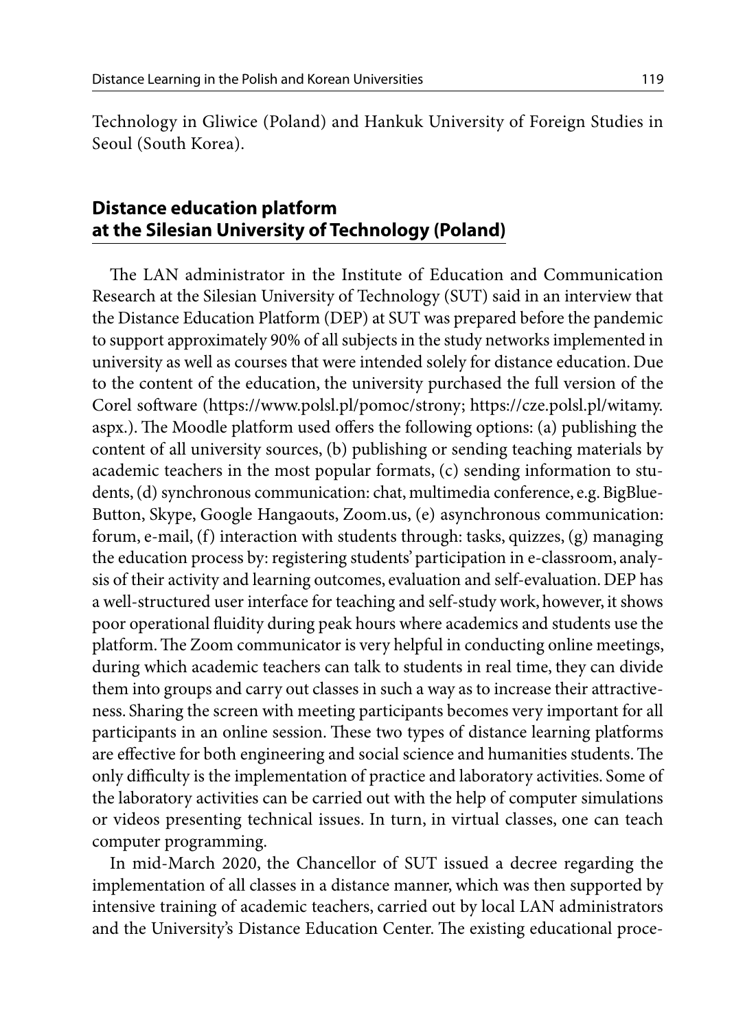Technology in Gliwice (Poland) and Hankuk University of Foreign Studies in Seoul (South Korea).

## Distance education platform at the Silesian University of Technology (Poland)

The LAN administrator in the Institute of Education and Communication Research at the Silesian University of Technology (SUT) said in an interview that the Distance Education Platform (DEP) at SUT was prepared before the pandemic to support approximately 90% of all subjects in the study networks implemented in university as well as courses that were intended solely for distance education. Due to the content of the education, the university purchased the full version of the Corel software (https://www.polsl.pl/pomoc/strony; https://cze.polsl.pl/witamy.aspx.). The Moodle platform used offers the following options: (a) publishing the content of all university sources, (b) publishing or sending teaching materials by academic teachers in the most popular formats, (c) sending information to students, (d) synchronous communication: chat, multimedia conference, e.g. BigBlueButton, Skype, Google Hangaouts, Zoom.us, (e) asynchronous communication: forum, e-mail, (f) interaction with students through: tasks, quizzes, (g) managing the education process by: registering students' participation in e-classroom, analysis of their activity and learning outcomes, evaluation and self-evaluation. DEP has a well-structured user interface for teaching and self-study work, however, it shows poor operational fluidity during peak hours where academics and students use the platform. The Zoom communicator is very helpful in conducting online meetings, during which academic teachers can talk to students in real time, they can divide them into groups and carry out classes in such a way as to increase their attractiveness. Sharing the screen with meeting participants becomes very important for all participants in an online session. These two types of distance learning platforms are effective for both engineering and social science and humanities students. The only difficulty is the implementation of practice and laboratory activities. Some of the laboratory activities can be carried out with the help of computer simulations or videos presenting technical issues. In turn, in virtual classes, one can teach computer programming.

In mid-March 2020, the Chancellor of SUT issued a decree regarding the implementation of all classes in a distance manner, which was then supported by intensive training of academic teachers, carried out by local LAN administrators and the University's Distance Education Center. The existing educational proce-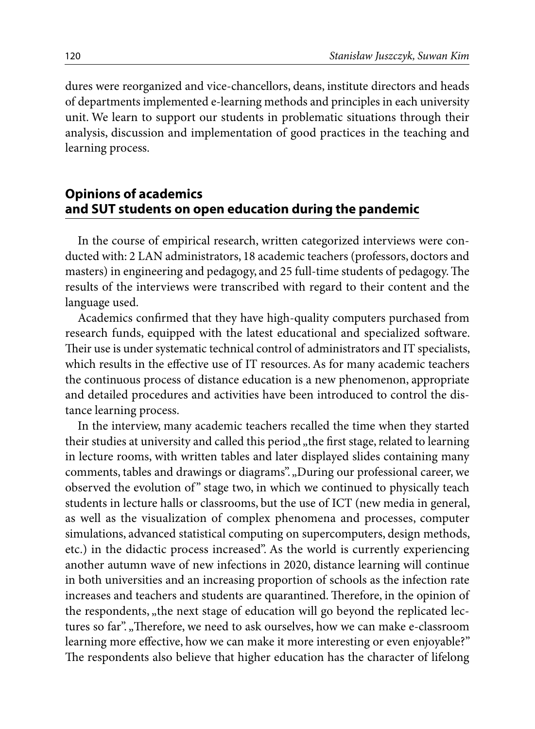dures were reorganized and vice-chancellors, deans, institute directors and heads of departments implemented e-learning methods and principles in each university unit. We learn to support our students in problematic situations through their analysis, discussion and implementation of good practices in the teaching and learning process.

## Opinions of academics and SUT students on open education during the pandemic

In the course of empirical research, written categorized interviews were conducted with: 2 LAN administrators, 18 academic teachers (professors, doctors and masters) in engineering and pedagogy, and 25 full-time students of pedagogy. The results of the interviews were transcribed with regard to their content and the language used.

Academics confirmed that they have high-quality computers purchased from research funds, equipped with the latest educational and specialized software. Their use is under systematic technical control of administrators and IT specialists, which results in the effective use of IT resources. As for many academic teachers the continuous process of distance education is a new phenomenon, appropriate and detailed procedures and activities have been introduced to control the distance learning process.

In the interview, many academic teachers recalled the time when they started their studies at university and called this period „the first stage, related to learning in lecture rooms, with written tables and later displayed slides containing many comments, tables and drawings or diagrams". „During our professional career, we observed the evolution of" stage two, in which we continued to physically teach students in lecture halls or classrooms, but the use of ICT (new media in general, as well as the visualization of complex phenomena and processes, computer simulations, advanced statistical computing on supercomputers, design methods, etc.) in the didactic process increased". As the world is currently experiencing another autumn wave of new infections in 2020, distance learning will continue in both universities and an increasing proportion of schools as the infection rate increases and teachers and students are quarantined. Therefore, in the opinion of the respondents, „the next stage of education will go beyond the replicated lectures so far". „Therefore, we need to ask ourselves, how we can make e-classroom learning more effective, how we can make it more interesting or even enjoyable?" The respondents also believe that higher education has the character of lifelong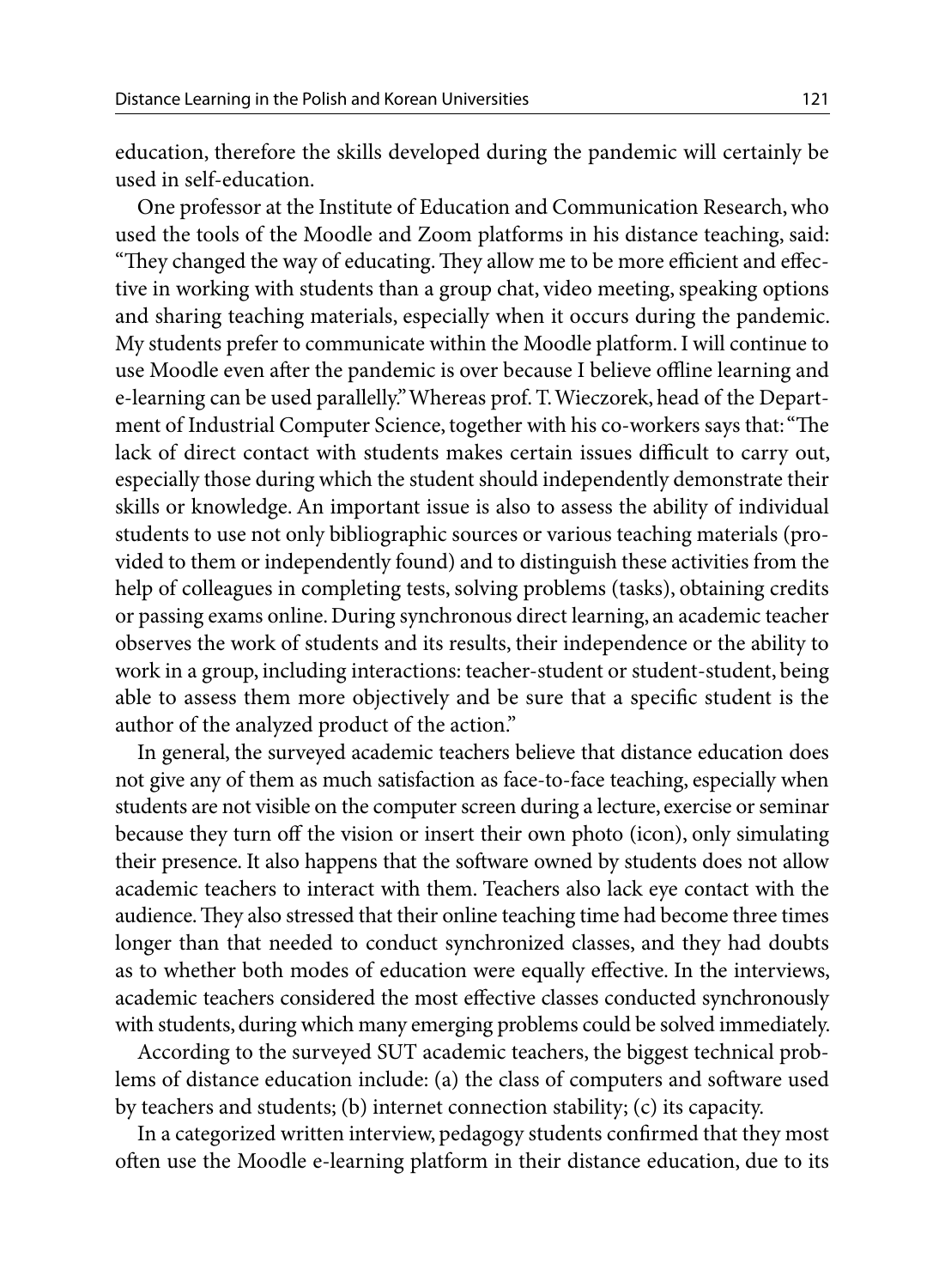education, therefore the skills developed during the pandemic will certainly be used in self-education.

One professor at the Institute of Education and Communication Research, who used the tools of the Moodle and Zoom platforms in his distance teaching, said: "They changed the way of educating. They allow me to be more efficient and effective in working with students than a group chat, video meeting, speaking options and sharing teaching materials, especially when it occurs during the pandemic. My students prefer to communicate within the Moodle platform. I will continue to use Moodle even after the pandemic is over because I believe offline learning and e-learning can be used parallelly." Whereas prof. T. Wieczorek, head of the Department of Industrial Computer Science, together with his co-workers says that: "The lack of direct contact with students makes certain issues difficult to carry out, especially those during which the student should independently demonstrate their skills or knowledge. An important issue is also to assess the ability of individual students to use not only bibliographic sources or various teaching materials (provided to them or independently found) and to distinguish these activities from the help of colleagues in completing tests, solving problems (tasks), obtaining credits or passing exams online. During synchronous direct learning, an academic teacher observes the work of students and its results, their independence or the ability to work in a group, including interactions: teacher-student or student-student, being able to assess them more objectively and be sure that a specific student is the author of the analyzed product of the action."

In general, the surveyed academic teachers believe that distance education does not give any of them as much satisfaction as face-to-face teaching, especially when students are not visible on the computer screen during a lecture, exercise or seminar because they turn off the vision or insert their own photo (icon), only simulating their presence. It also happens that the software owned by students does not allow academic teachers to interact with them. Teachers also lack eye contact with the audience. They also stressed that their online teaching time had become three times longer than that needed to conduct synchronized classes, and they had doubts as to whether both modes of education were equally effective. In the interviews, academic teachers considered the most effective classes conducted synchronously with students, during which many emerging problems could be solved immediately.

According to the surveyed SUT academic teachers, the biggest technical problems of distance education include: (a) the class of computers and software used by teachers and students; (b) internet connection stability; (c) its capacity.

In a categorized written interview, pedagogy students confirmed that they most often use the Moodle e-learning platform in their distance education, due to its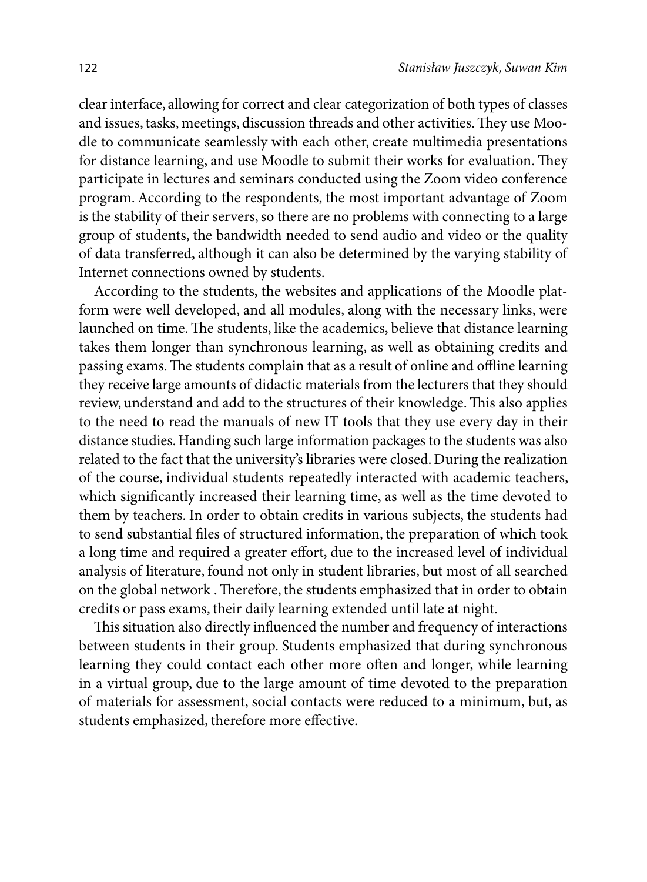clear interface, allowing for correct and clear categorization of both types of classes and issues, tasks, meetings, discussion threads and other activities. They use Moodle to communicate seamlessly with each other, create multimedia presentations for distance learning, and use Moodle to submit their works for evaluation. They participate in lectures and seminars conducted using the Zoom video conference program. According to the respondents, the most important advantage of Zoom is the stability of their servers, so there are no problems with connecting to a large group of students, the bandwidth needed to send audio and video or the quality of data transferred, although it can also be determined by the varying stability of Internet connections owned by students.

According to the students, the websites and applications of the Moodle platform were well developed, and all modules, along with the necessary links, were launched on time. The students, like the academics, believe that distance learning takes them longer than synchronous learning, as well as obtaining credits and passing exams. The students complain that as a result of online and offline learning they receive large amounts of didactic materials from the lecturers that they should review, understand and add to the structures of their knowledge. This also applies to the need to read the manuals of new IT tools that they use every day in their distance studies. Handing such large information packages to the students was also related to the fact that the university's libraries were closed. During the realization of the course, individual students repeatedly interacted with academic teachers, which significantly increased their learning time, as well as the time devoted to them by teachers. In order to obtain credits in various subjects, the students had to send substantial files of structured information, the preparation of which took a long time and required a greater effort, due to the increased level of individual analysis of literature, found not only in student libraries, but most of all searched on the global network . Therefore, the students emphasized that in order to obtain credits or pass exams, their daily learning extended until late at night.

This situation also directly influenced the number and frequency of interactions between students in their group. Students emphasized that during synchronous learning they could contact each other more often and longer, while learning in a virtual group, due to the large amount of time devoted to the preparation of materials for assessment, social contacts were reduced to a minimum, but, as students emphasized, therefore more effective.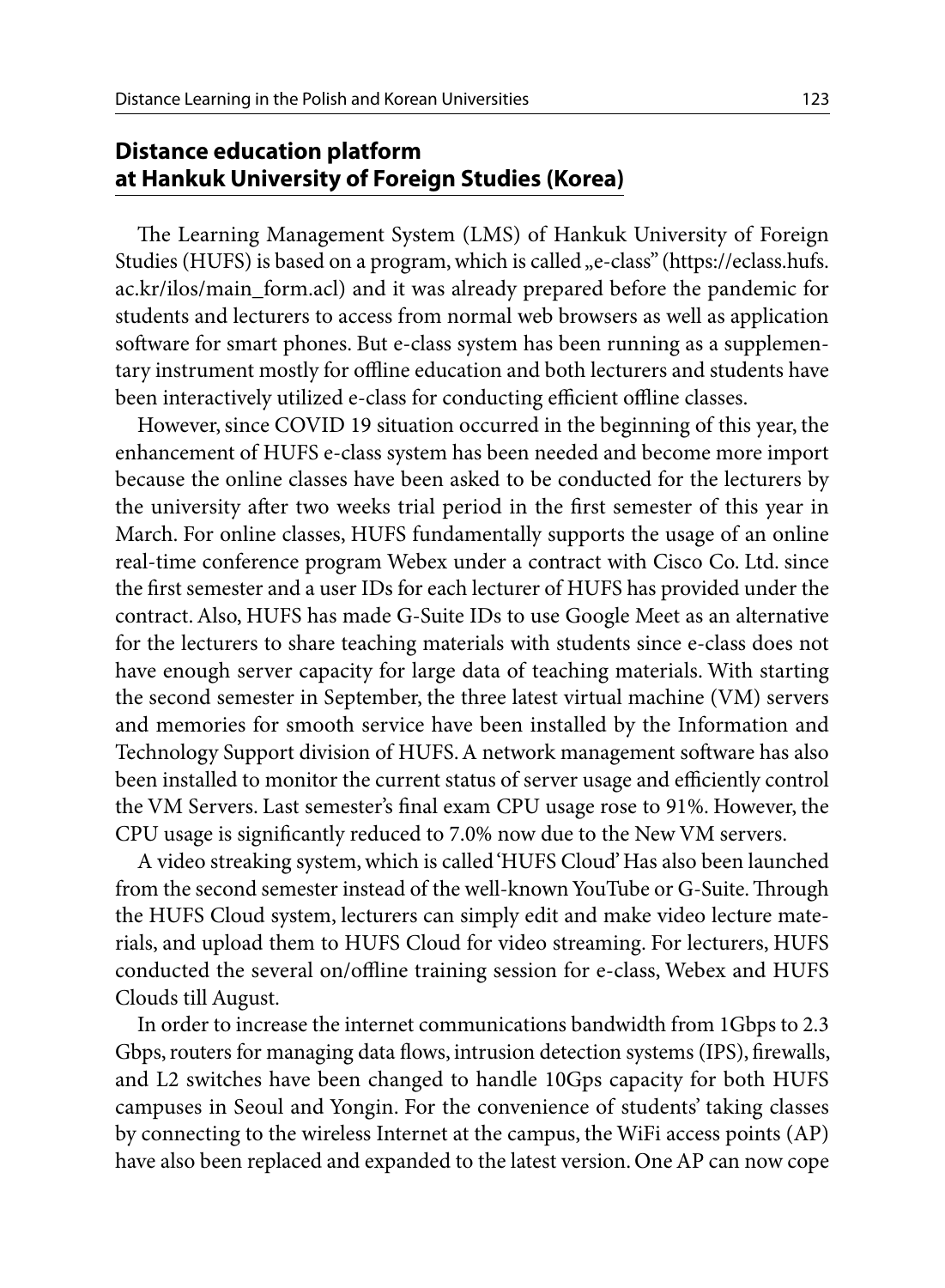## Distance education platform at Hankuk University of Foreign Studies (Korea)

The Learning Management System (LMS) of Hankuk University of Foreign Studies (HUFS) is based on a program, which is called „e-class" (https://eclass.hufs.ac.kr/ilos/main_form.acl) and it was already prepared before the pandemic for students and lecturers to access from normal web browsers as well as application software for smart phones. But e-class system has been running as a supplementary instrument mostly for offline education and both lecturers and students have been interactively utilized e-class for conducting efficient offline classes.

However, since COVID 19 situation occurred in the beginning of this year, the enhancement of HUFS e-class system has been needed and become more import because the online classes have been asked to be conducted for the lecturers by the university after two weeks trial period in the first semester of this year in March. For online classes, HUFS fundamentally supports the usage of an online real-time conference program Webex under a contract with Cisco Co. Ltd. since the first semester and a user IDs for each lecturer of HUFS has provided under the contract. Also, HUFS has made G-Suite IDs to use Google Meet as an alternative for the lecturers to share teaching materials with students since e-class does not have enough server capacity for large data of teaching materials. With starting the second semester in September, the three latest virtual machine (VM) servers and memories for smooth service have been installed by the Information and Technology Support division of HUFS. A network management software has also been installed to monitor the current status of server usage and efficiently control the VM Servers. Last semester's final exam CPU usage rose to 91%. However, the CPU usage is significantly reduced to 7.0% now due to the New VM servers.

A video streaking system, which is called 'HUFS Cloud' Has also been launched from the second semester instead of the well-known YouTube or G-Suite. Through the HUFS Cloud system, lecturers can simply edit and make video lecture materials, and upload them to HUFS Cloud for video streaming. For lecturers, HUFS conducted the several on/offline training session for e-class, Webex and HUFS Clouds till August.

In order to increase the internet communications bandwidth from 1Gbps to 2.3 Gbps, routers for managing data flows, intrusion detection systems (IPS), firewalls, and L2 switches have been changed to handle 10Gps capacity for both HUFS campuses in Seoul and Yongin. For the convenience of students' taking classes by connecting to the wireless Internet at the campus, the WiFi access points (AP) have also been replaced and expanded to the latest version. One AP can now cope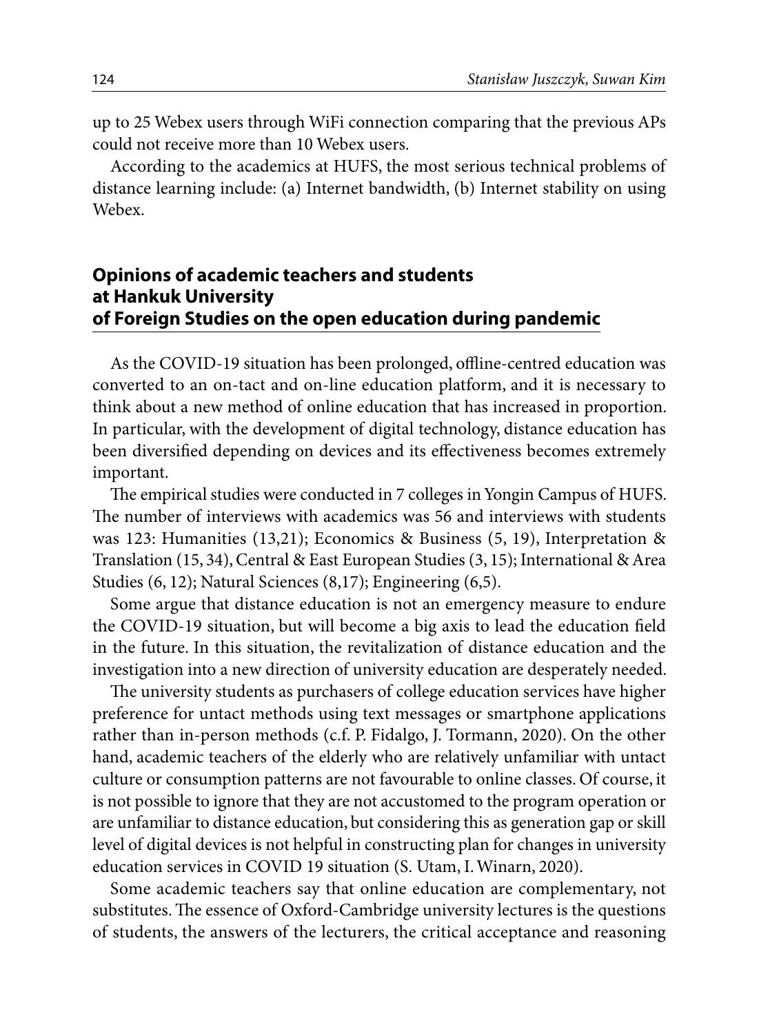up to 25 Webex users through WiFi connection comparing that the previous APs could not receive more than 10 Webex users.

According to the academics at HUFS, the most serious technical problems of distance learning include: (a) Internet bandwidth, (b) Internet stability on using Webex.

## Opinions of academic teachers and students at Hankuk University of Foreign Studies on the open education during pandemic

As the COVID-19 situation has been prolonged, offline-centred education was converted to an on-tact and on-line education platform, and it is necessary to think about a new method of online education that has increased in proportion. In particular, with the development of digital technology, distance education has been diversified depending on devices and its effectiveness becomes extremely important.

The empirical studies were conducted in 7 colleges in Yongin Campus of HUFS. The number of interviews with academics was 56 and interviews with students was 123: Humanities (13,21); Economics & Business (5, 19), Interpretation & Translation (15, 34), Central & East European Studies (3, 15); International & Area Studies (6, 12); Natural Sciences (8,17); Engineering (6,5).

Some argue that distance education is not an emergency measure to endure the COVID-19 situation, but will become a big axis to lead the education field in the future. In this situation, the revitalization of distance education and the investigation into a new direction of university education are desperately needed.

The university students as purchasers of college education services have higher preference for untact methods using text messages or smartphone applications rather than in-person methods (c.f. P. Fidalgo, J. Tormann, 2020). On the other hand, academic teachers of the elderly who are relatively unfamiliar with untact culture or consumption patterns are not favourable to online classes. Of course, it is not possible to ignore that they are not accustomed to the program operation or are unfamiliar to distance education, but considering this as generation gap or skill level of digital devices is not helpful in constructing plan for changes in university education services in COVID 19 situation (S. Utam, I. Winarn, 2020).

Some academic teachers say that online education are complementary, not substitutes. The essence of Oxford-Cambridge university lectures is the questions of students, the answers of the lecturers, the critical acceptance and reasoning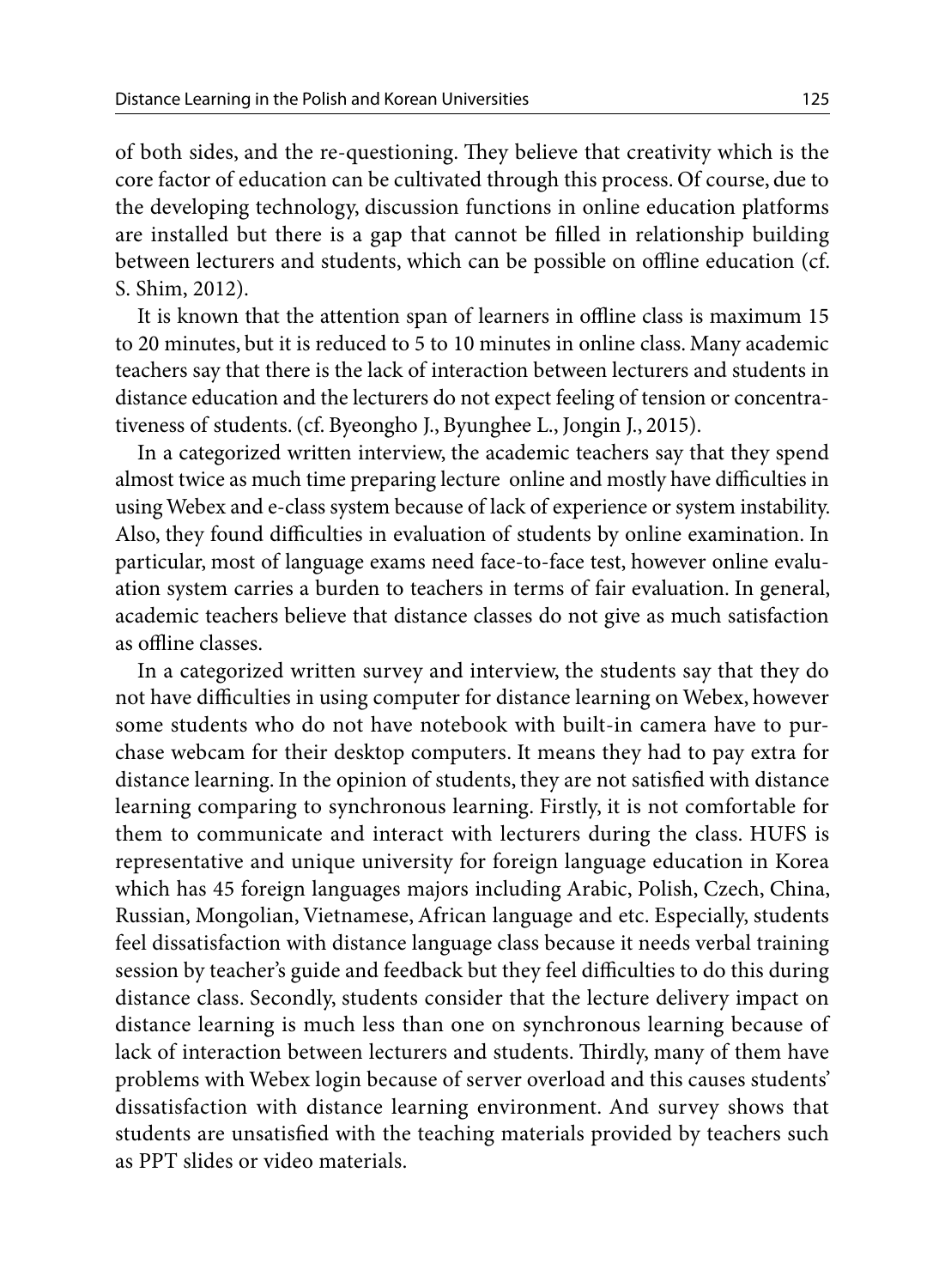of both sides, and the re-questioning. They believe that creativity which is the core factor of education can be cultivated through this process. Of course, due to the developing technology, discussion functions in online education platforms are installed but there is a gap that cannot be filled in relationship building between lecturers and students, which can be possible on offline education (cf. S. Shim, 2012).

It is known that the attention span of learners in offline class is maximum 15 to 20 minutes, but it is reduced to 5 to 10 minutes in online class. Many academic teachers say that there is the lack of interaction between lecturers and students in distance education and the lecturers do not expect feeling of tension or concentrativeness of students. (cf. Byeongho J., Byunghee L., Jongin J., 2015).

In a categorized written interview, the academic teachers say that they spend almost twice as much time preparing lecture online and mostly have difficulties in using Webex and e-class system because of lack of experience or system instability. Also, they found difficulties in evaluation of students by online examination. In particular, most of language exams need face-to-face test, however online evaluation system carries a burden to teachers in terms of fair evaluation. In general, academic teachers believe that distance classes do not give as much satisfaction as offline classes.

In a categorized written survey and interview, the students say that they do not have difficulties in using computer for distance learning on Webex, however some students who do not have notebook with built-in camera have to purchase webcam for their desktop computers. It means they had to pay extra for distance learning. In the opinion of students, they are not satisfied with distance learning comparing to synchronous learning. Firstly, it is not comfortable for them to communicate and interact with lecturers during the class. HUFS is representative and unique university for foreign language education in Korea which has 45 foreign languages majors including Arabic, Polish, Czech, China, Russian, Mongolian, Vietnamese, African language and etc. Especially, students feel dissatisfaction with distance language class because it needs verbal training session by teacher's guide and feedback but they feel difficulties to do this during distance class. Secondly, students consider that the lecture delivery impact on distance learning is much less than one on synchronous learning because of lack of interaction between lecturers and students. Thirdly, many of them have problems with Webex login because of server overload and this causes students' dissatisfaction with distance learning environment. And survey shows that students are unsatisfied with the teaching materials provided by teachers such as PPT slides or video materials.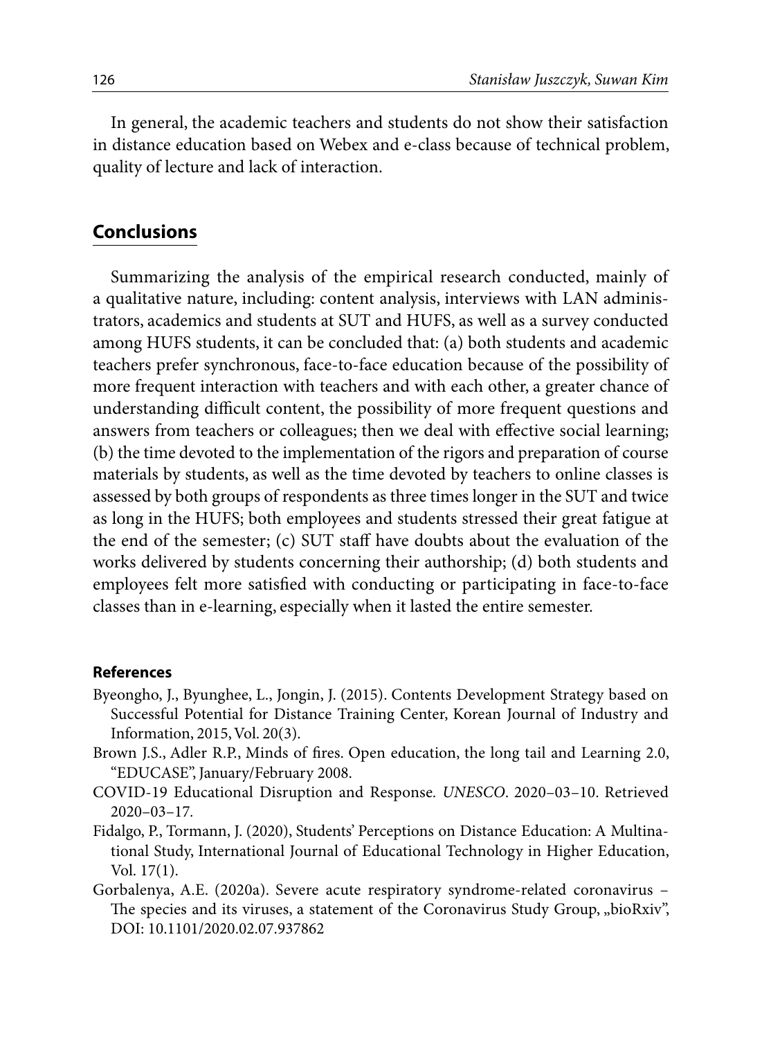In general, the academic teachers and students do not show their satisfaction in distance education based on Webex and e-class because of technical problem, quality of lecture and lack of interaction.

## Conclusions

Summarizing the analysis of the empirical research conducted, mainly of a qualitative nature, including: content analysis, interviews with LAN administrators, academics and students at SUT and HUFS, as well as a survey conducted among HUFS students, it can be concluded that: (a) both students and academic teachers prefer synchronous, face-to-face education because of the possibility of more frequent interaction with teachers and with each other, a greater chance of understanding difficult content, the possibility of more frequent questions and answers from teachers or colleagues; then we deal with effective social learning; (b) the time devoted to the implementation of the rigors and preparation of course materials by students, as well as the time devoted by teachers to online classes is assessed by both groups of respondents as three times longer in the SUT and twice as long in the HUFS; both employees and students stressed their great fatigue at the end of the semester; (c) SUT staff have doubts about the evaluation of the works delivered by students concerning their authorship; (d) both students and employees felt more satisfied with conducting or participating in face-to-face classes than in e-learning, especially when it lasted the entire semester.

### References

Byeongho, J., Byunghee, L., Jongin, J. (2015). Contents Development Strategy based on Successful Potential for Distance Training Center, Korean Journal of Industry and Information, 2015, Vol. 20(3).

Brown J.S., Adler R.P., Minds of fires. Open education, the long tail and Learning 2.0, "EDUCASE", January/February 2008.

COVID-19 Educational Disruption and Response. *UNESCO*. 2020–03–10. Retrieved 2020–03–17.

Fidalgo, P., Tormann, J. (2020), Students' Perceptions on Distance Education: A Multinational Study, International Journal of Educational Technology in Higher Education, Vol. 17(1).

Gorbalenya, A.E. (2020a). Severe acute respiratory syndrome-related coronavirus – The species and its viruses, a statement of the Coronavirus Study Group, „bioRxiv", DOI: 10.1101/2020.02.07.937862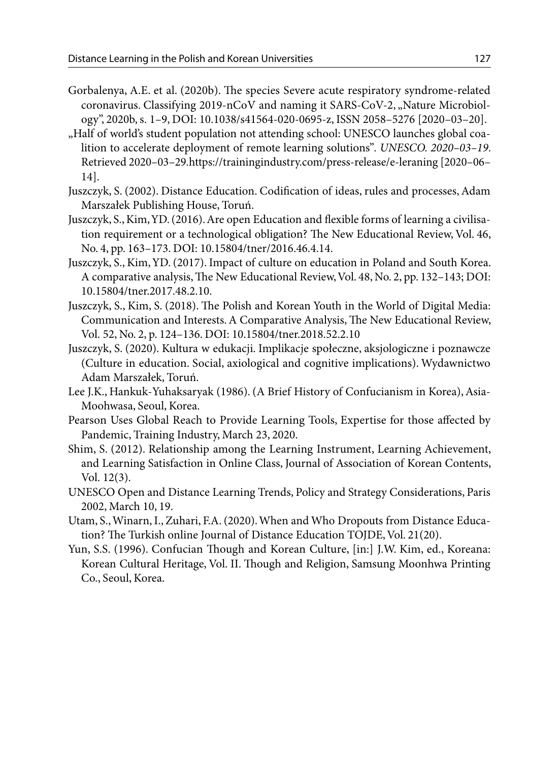Gorbalenya, A.E. et al. (2020b). The species Severe acute respiratory syndrome-related coronavirus. Classifying 2019-nCoV and naming it SARS-CoV-2, „Nature Microbiology", 2020b, s. 1–9, DOI: 10.1038/s41564-020-0695-z, ISSN 2058–5276 [2020–03–20].

„Half of world's student population not attending school: UNESCO launches global coalition to accelerate deployment of remote learning solutions". *UNESCO. 2020–03–19*. Retrieved 2020–03–29.https://trainingindustry.com/press-release/e-leraning [2020–06–14].

Juszczyk, S. (2002). Distance Education. Codification of ideas, rules and processes, Adam Marszałek Publishing House, Toruń.

Juszczyk, S., Kim, YD. (2016). Are open Education and flexible forms of learning a civilisation requirement or a technological obligation? The New Educational Review, Vol. 46, No. 4, pp. 163–173. DOI: 10.15804/tner/2016.46.4.14.

Juszczyk, S., Kim, YD. (2017). Impact of culture on education in Poland and South Korea. A comparative analysis, The New Educational Review, Vol. 48, No. 2, pp. 132–143; DOI: 10.15804/tner.2017.48.2.10.

Juszczyk, S., Kim, S. (2018). The Polish and Korean Youth in the World of Digital Media: Communication and Interests. A Comparative Analysis, The New Educational Review, Vol. 52, No. 2, p. 124–136. DOI: 10.15804/tner.2018.52.2.10

Juszczyk, S. (2020). Kultura w edukacji. Implikacje społeczne, aksjologiczne i poznawcze (Culture in education. Social, axiological and cognitive implications). Wydawnictwo Adam Marszałek, Toruń.

Lee J.K., Hankuk-Yuhaksaryak (1986). (A Brief History of Confucianism in Korea), Asia-Moohwasa, Seoul, Korea.

Pearson Uses Global Reach to Provide Learning Tools, Expertise for those affected by Pandemic, Training Industry, March 23, 2020.

Shim, S. (2012). Relationship among the Learning Instrument, Learning Achievement, and Learning Satisfaction in Online Class, Journal of Association of Korean Contents, Vol. 12(3).

UNESCO Open and Distance Learning Trends, Policy and Strategy Considerations, Paris 2002, March 10, 19.

Utam, S., Winarn, I., Zuhari, F.A. (2020). When and Who Dropouts from Distance Education? The Turkish online Journal of Distance Education TOJDE, Vol. 21(20).

Yun, S.S. (1996). Confucian Though and Korean Culture, [in:] J.W. Kim, ed., Koreana: Korean Cultural Heritage, Vol. II. Though and Religion, Samsung Moonhwa Printing Co., Seoul, Korea.